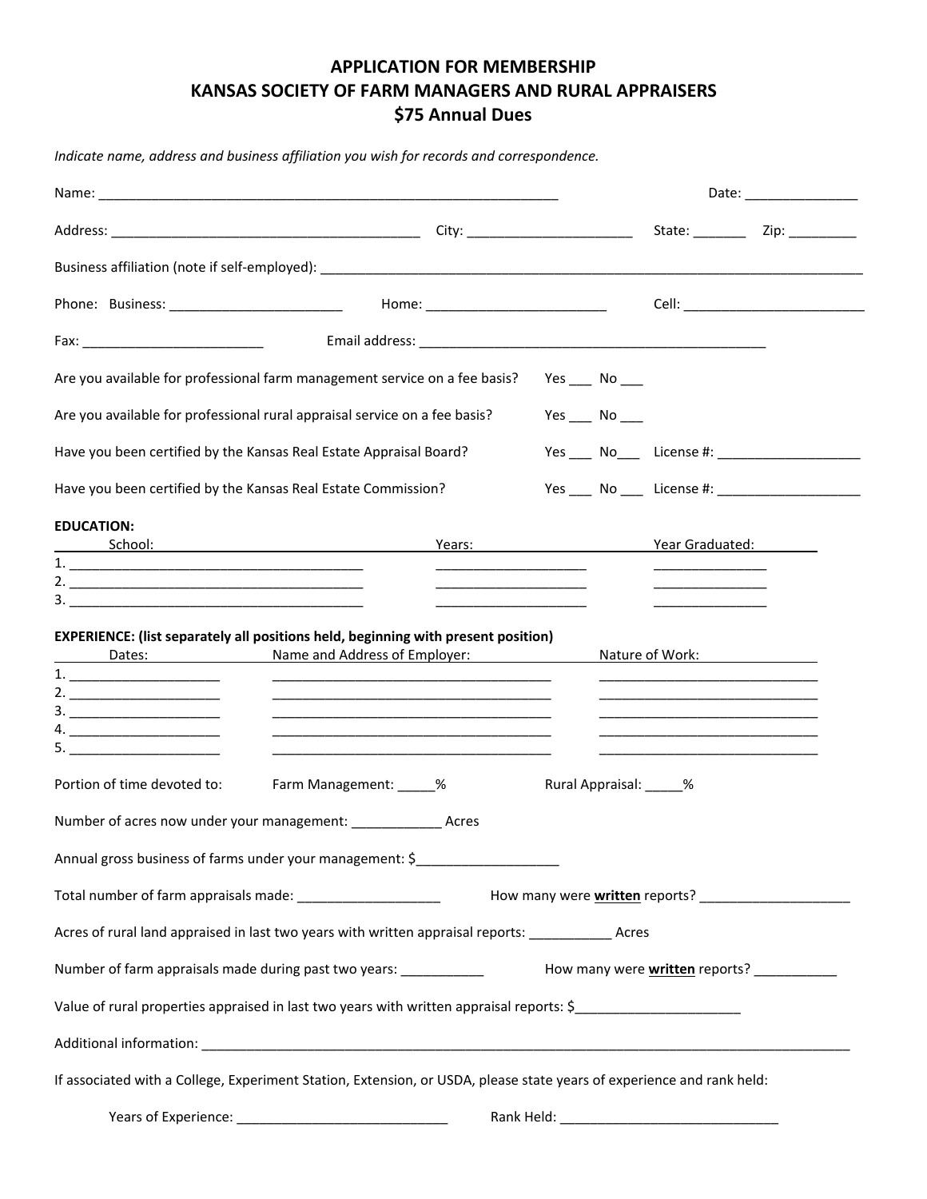# APPLICATION FOR MEMBERSHIP
# KANSAS SOCIETY OF FARM MANAGERS AND RURAL APPRAISERS
# $75 Annual Dues

*Indicate name, address and business affiliation you wish for records and correspondence.*

Name: ______________________________________________________________ Date: _______________

Address: __________________________________________ City: ______________________ State: _______ Zip: _________

Business affiliation (note if self-employed): ____________________________________________________________________________

Phone: Business: _______________________ Home: ________________________ Cell: ________________________

Fax: ________________________ Email address: _______________________________________________

Are you available for professional farm management service on a fee basis? Yes ___ No ___

Are you available for professional rural appraisal service on a fee basis? Yes ___ No ___

Have you been certified by the Kansas Real Estate Appraisal Board? Yes ___ No___ License #: ___________________

Have you been certified by the Kansas Real Estate Commission? Yes ___ No ___ License #: ___________________

**EDUCATION:**

| | School: | Years: | Year Graduated: |
|---|---|---|---|
| 1. | | | |
| 2. | | | |
| 3. | | | |

**EXPERIENCE: (list separately all positions held, beginning with present position)**

| | Dates: | Name and Address of Employer: | Nature of Work: |
|---|---|---|---|
| 1. | | | |
| 2. | | | |
| 3. | | | |
| 4. | | | |
| 5. | | | |

Portion of time devoted to: Farm Management: _____% Rural Appraisal: _____%

Number of acres now under your management: ____________ Acres

Annual gross business of farms under your management: $___________________

Total number of farm appraisals made: ___________________ How many were **written** reports? ____________________

Acres of rural land appraised in last two years with written appraisal reports: ___________ Acres

Number of farm appraisals made during past two years: ___________ How many were **written** reports? ___________

Value of rural properties appraised in last two years with written appraisal reports: $_____________________

Additional information: ___________________________________________________________________________________________

If associated with a College, Experiment Station, Extension, or USDA, please state years of experience and rank held:

Years of Experience: ____________________________ Rank Held: _____________________________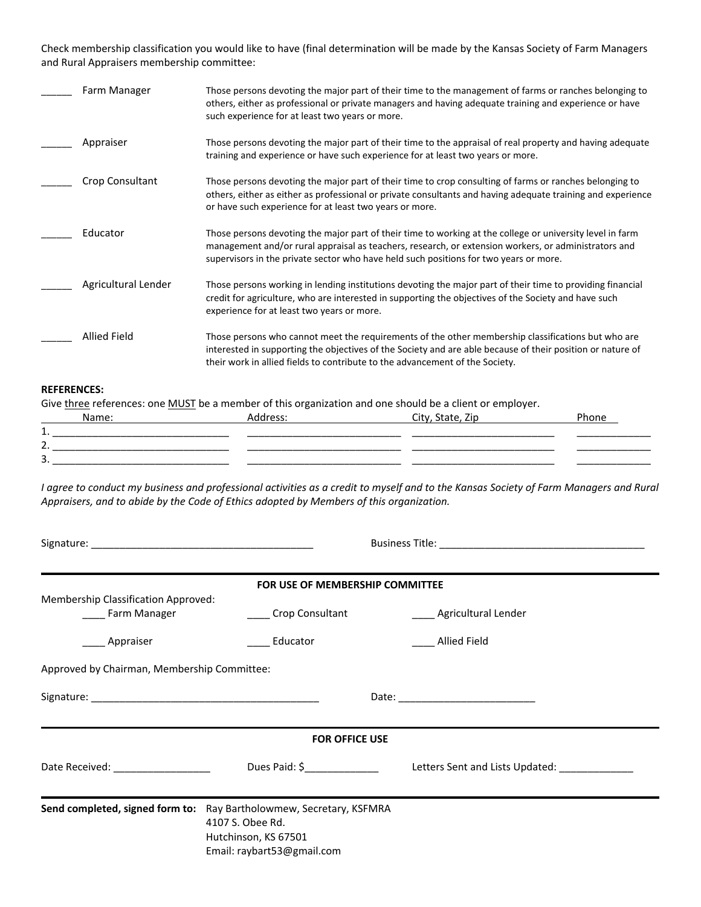Check membership classification you would like to have (final determination will be made by the Kansas Society of Farm Managers and Rural Appraisers membership committee:

| | | |
|---|---|---|
| _____ | Farm Manager | Those persons devoting the major part of their time to the management of farms or ranches belonging to others, either as professional or private managers and having adequate training and experience or have such experience for at least two years or more. |
| _____ | Appraiser | Those persons devoting the major part of their time to the appraisal of real property and having adequate training and experience or have such experience for at least two years or more. |
| _____ | Crop Consultant | Those persons devoting the major part of their time to crop consulting of farms or ranches belonging to others, either as either as professional or private consultants and having adequate training and experience or have such experience for at least two years or more. |
| _____ | Educator | Those persons devoting the major part of their time to working at the college or university level in farm management and/or rural appraisal as teachers, research, or extension workers, or administrators and supervisors in the private sector who have held such positions for two years or more. |
| _____ | Agricultural Lender | Those persons working in lending institutions devoting the major part of their time to providing financial credit for agriculture, who are interested in supporting the objectives of the Society and have such experience for at least two years or more. |
| _____ | Allied Field | Those persons who cannot meet the requirements of the other membership classifications but who are interested in supporting the objectives of the Society and are able because of their position or nature of their work in allied fields to contribute to the advancement of the Society. |

**REFERENCES:**

Give three references: one MUST be a member of this organization and one should be a client or employer.

| Name: | Address: | City, State, Zip | Phone |
|---|---|---|---|
| 1. ______________________________ | __________________________ | ________________________ | ____________ |
| 2. ______________________________ | __________________________ | ________________________ | ____________ |
| 3. ______________________________ | __________________________ | ________________________ | ____________ |

*I agree to conduct my business and professional activities as a credit to myself and to the Kansas Society of Farm Managers and Rural Appraisers, and to abide by the Code of Ethics adopted by Members of this organization.*

Signature: ______________________________________ Business Title: ___________________________________

---

**FOR USE OF MEMBERSHIP COMMITTEE**

Membership Classification Approved:

____ Farm Manager ____ Crop Consultant ____ Agricultural Lender

____ Appraiser ____ Educator ____ Allied Field

Approved by Chairman, Membership Committee:

Signature: ________________________________________ Date: _______________________

---

**FOR OFFICE USE**

Date Received: ________________ Dues Paid: $_____________ Letters Sent and Lists Updated: _____________

---

**Send completed, signed form to:** Ray Bartholowmew, Secretary, KSFMRA
4107 S. Obee Rd.
Hutchinson, KS 67501
Email: raybart53@gmail.com